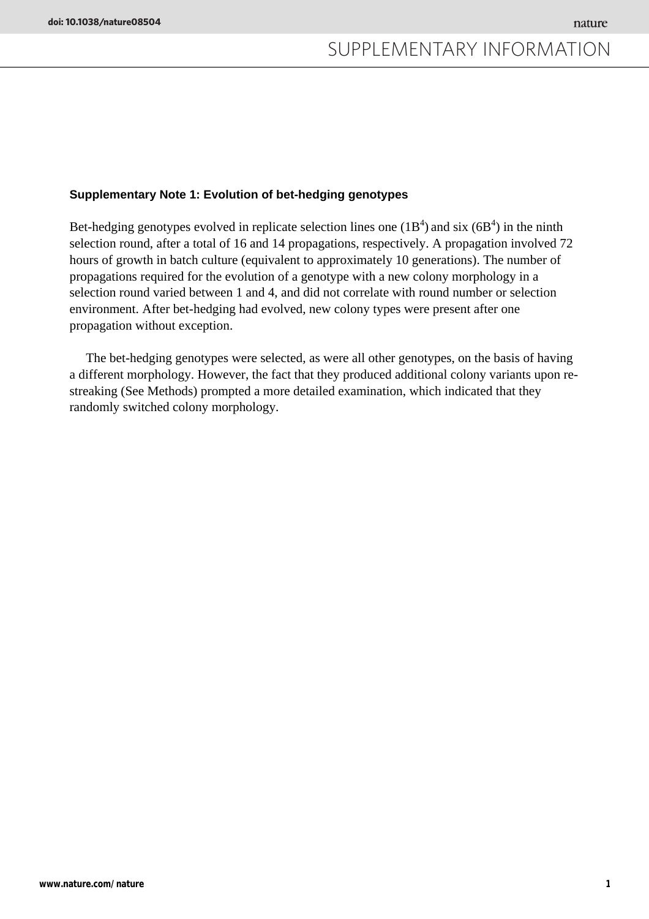### Supplementary Note 1: Evolution of bet-hedging genotypes

Bet-hedging genotypes evolved in replicate selection lines one ($1B^4$) and six ($6B^4$) in the ninth selection round, after a total of 16 and 14 propagations, respectively. A propagation involved 72 hours of growth in batch culture (equivalent to approximately 10 generations). The number of propagations required for the evolution of a genotype with a new colony morphology in a selection round varied between 1 and 4, and did not correlate with round number or selection environment. After bet-hedging had evolved, new colony types were present after one propagation without exception.

The bet-hedging genotypes were selected, as were all other genotypes, on the basis of having a different morphology. However, the fact that they produced additional colony variants upon re-streaking (See Methods) prompted a more detailed examination, which indicated that they randomly switched colony morphology.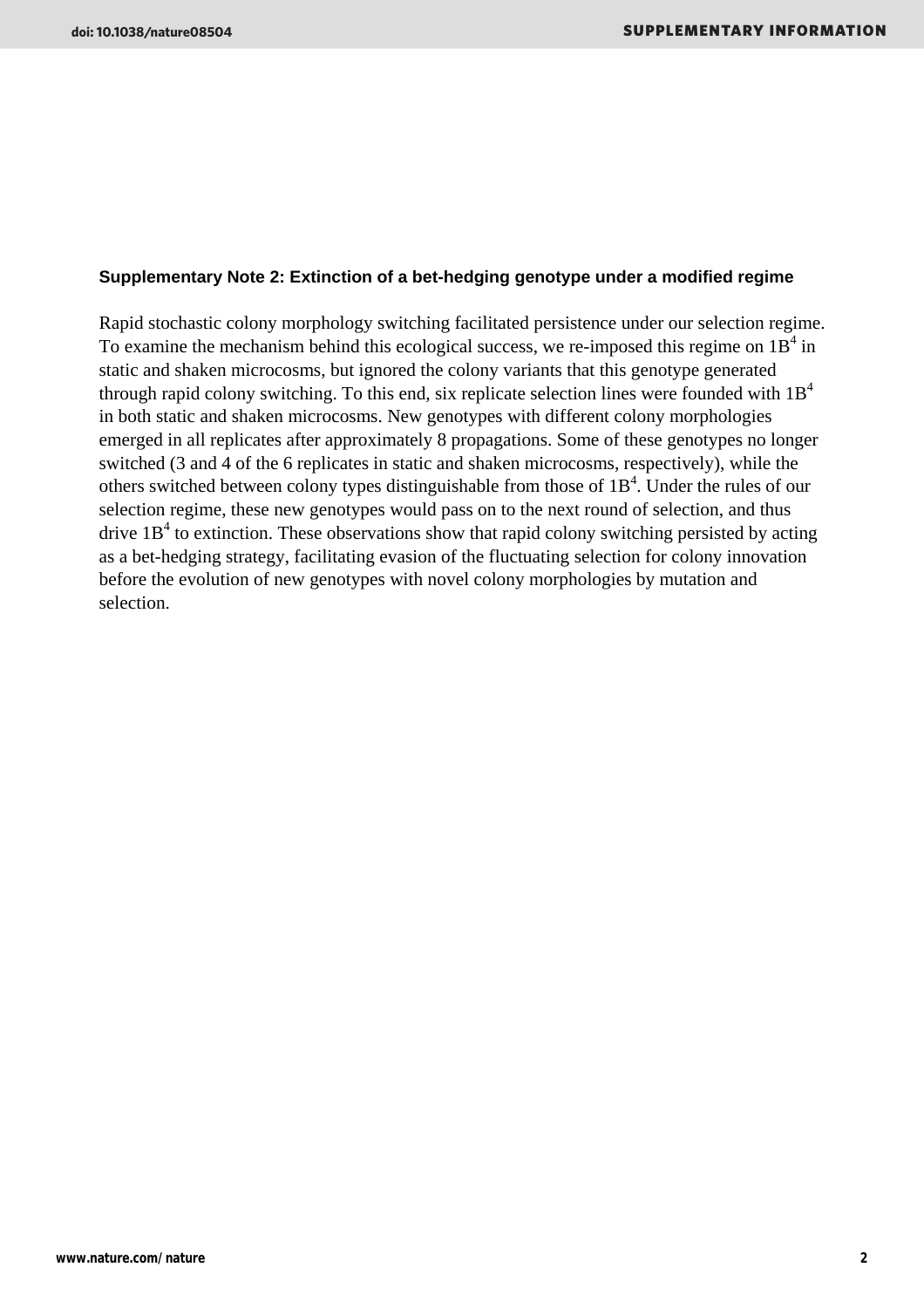### Supplementary Note 2: Extinction of a bet-hedging genotype under a modified regime

Rapid stochastic colony morphology switching facilitated persistence under our selection regime. To examine the mechanism behind this ecological success, we re-imposed this regime on $1B^4$ in static and shaken microcosms, but ignored the colony variants that this genotype generated through rapid colony switching. To this end, six replicate selection lines were founded with $1B^4$ in both static and shaken microcosms. New genotypes with different colony morphologies emerged in all replicates after approximately 8 propagations. Some of these genotypes no longer switched (3 and 4 of the 6 replicates in static and shaken microcosms, respectively), while the others switched between colony types distinguishable from those of $1B^4$. Under the rules of our selection regime, these new genotypes would pass on to the next round of selection, and thus drive $1B^4$ to extinction. These observations show that rapid colony switching persisted by acting as a bet-hedging strategy, facilitating evasion of the fluctuating selection for colony innovation before the evolution of new genotypes with novel colony morphologies by mutation and selection.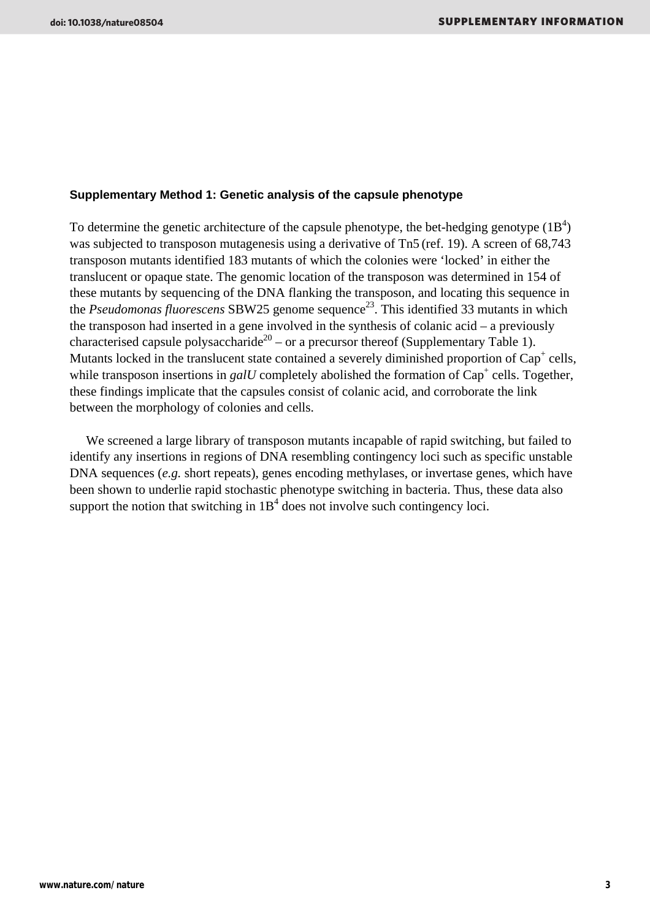### Supplementary Method 1: Genetic analysis of the capsule phenotype

To determine the genetic architecture of the capsule phenotype, the bet-hedging genotype ($1B^4$) was subjected to transposon mutagenesis using a derivative of Tn5 (ref. 19). A screen of 68,743 transposon mutants identified 183 mutants of which the colonies were 'locked' in either the translucent or opaque state. The genomic location of the transposon was determined in 154 of these mutants by sequencing of the DNA flanking the transposon, and locating this sequence in the *Pseudomonas fluorescens* SBW25 genome sequence[23]. This identified 33 mutants in which the transposon had inserted in a gene involved in the synthesis of colanic acid – a previously characterised capsule polysaccharide[20] – or a precursor thereof (Supplementary Table 1). Mutants locked in the translucent state contained a severely diminished proportion of $Cap^+$ cells, while transposon insertions in *galU* completely abolished the formation of $Cap^+$ cells. Together, these findings implicate that the capsules consist of colanic acid, and corroborate the link between the morphology of colonies and cells.

We screened a large library of transposon mutants incapable of rapid switching, but failed to identify any insertions in regions of DNA resembling contingency loci such as specific unstable DNA sequences (*e.g.* short repeats), genes encoding methylases, or invertase genes, which have been shown to underlie rapid stochastic phenotype switching in bacteria. Thus, these data also support the notion that switching in $1B^4$ does not involve such contingency loci.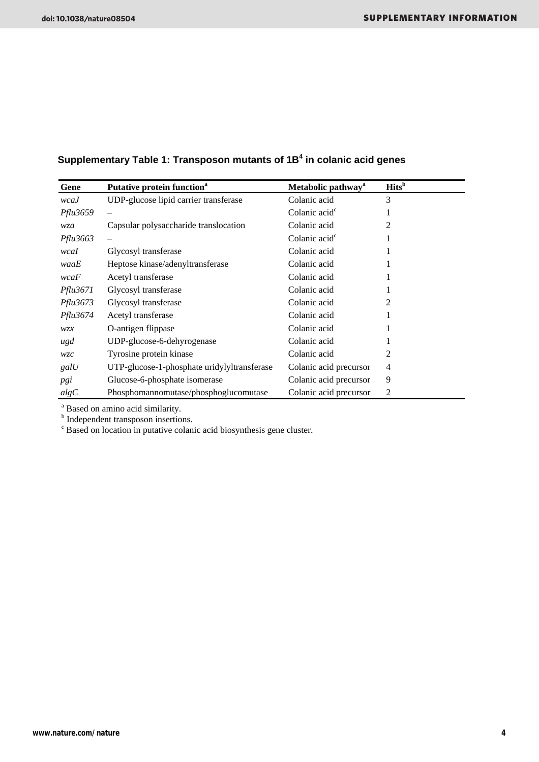**Supplementary Table 1: Transposon mutants of 1B[4] in colanic acid genes**

| Gene | Putative protein function[a] | Metabolic pathway[a] | Hits[b] |
|---|---|---|---|
| *wcaJ* | UDP-glucose lipid carrier transferase | Colanic acid | 3 |
| *Pflu3659* | – | Colanic acid[c] | 1 |
| *wza* | Capsular polysaccharide translocation | Colanic acid | 2 |
| *Pflu3663* | – | Colanic acid[c] | 1 |
| *wcaI* | Glycosyl transferase | Colanic acid | 1 |
| *waaE* | Heptose kinase/adenyltransferase | Colanic acid | 1 |
| *wcaF* | Acetyl transferase | Colanic acid | 1 |
| *Pflu3671* | Glycosyl transferase | Colanic acid | 1 |
| *Pflu3673* | Glycosyl transferase | Colanic acid | 2 |
| *Pflu3674* | Acetyl transferase | Colanic acid | 1 |
| *wzx* | O-antigen flippase | Colanic acid | 1 |
| *ugd* | UDP-glucose-6-dehyrogenase | Colanic acid | 1 |
| *wzc* | Tyrosine protein kinase | Colanic acid | 2 |
| *galU* | UTP-glucose-1-phosphate uridylyltransferase | Colanic acid precursor | 4 |
| *pgi* | Glucose-6-phosphate isomerase | Colanic acid precursor | 9 |
| *algC* | Phosphomannomutase/phosphoglucomutase | Colanic acid precursor | 2 |

[a] Based on amino acid similarity.
[b] Independent transposon insertions.
[c] Based on location in putative colanic acid biosynthesis gene cluster.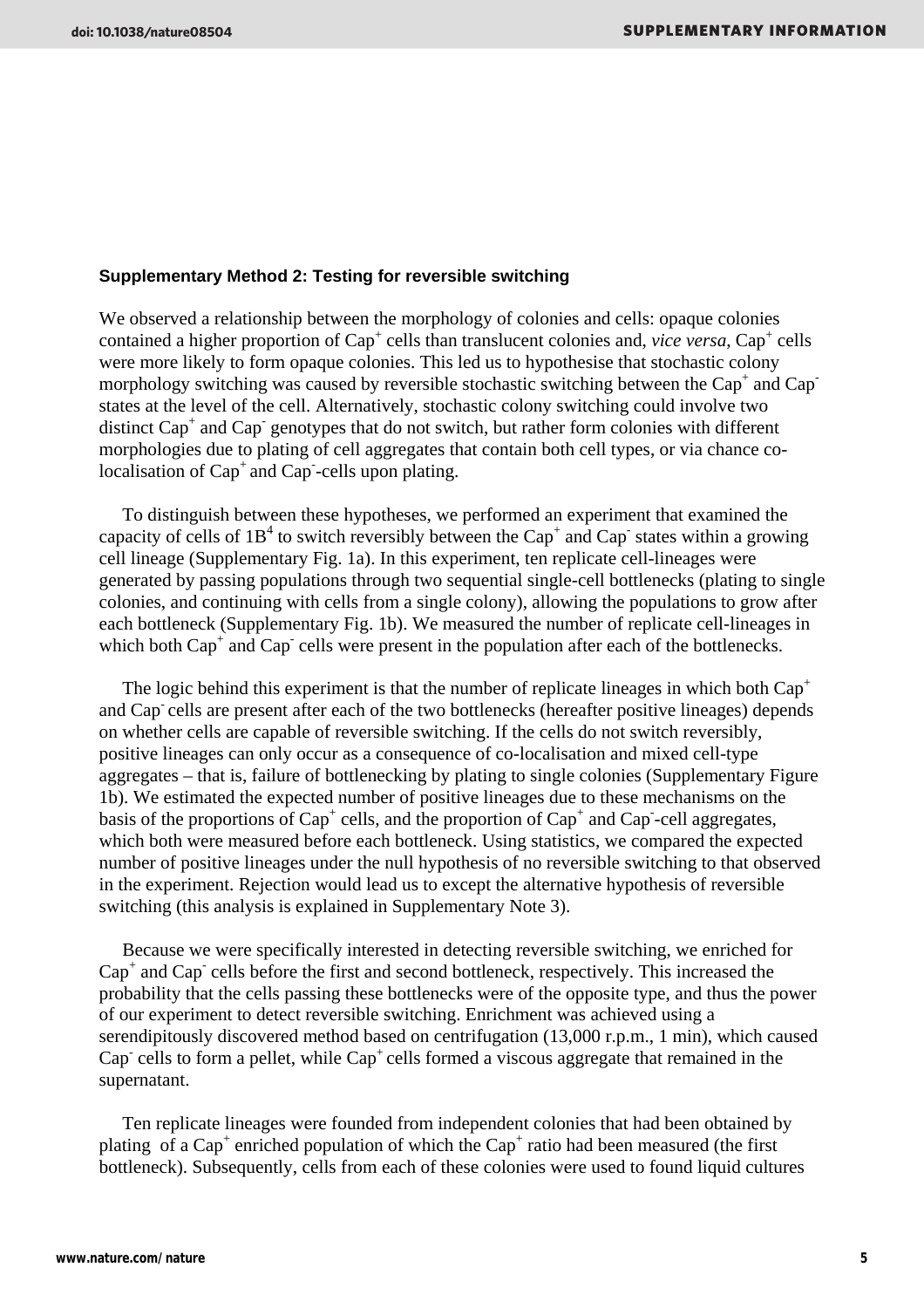**Supplementary Method 2: Testing for reversible switching**

We observed a relationship between the morphology of colonies and cells: opaque colonies contained a higher proportion of $Cap^+$ cells than translucent colonies and, *vice versa*, $Cap^+$ cells were more likely to form opaque colonies. This led us to hypothesise that stochastic colony morphology switching was caused by reversible stochastic switching between the $Cap^+$ and $Cap^-$ states at the level of the cell. Alternatively, stochastic colony switching could involve two distinct $Cap^+$ and $Cap^-$ genotypes that do not switch, but rather form colonies with different morphologies due to plating of cell aggregates that contain both cell types, or via chance co-localisation of $Cap^+$ and $Cap^-$-cells upon plating.

To distinguish between these hypotheses, we performed an experiment that examined the capacity of cells of $1B^4$ to switch reversibly between the $Cap^+$ and $Cap^-$ states within a growing cell lineage (Supplementary Fig. 1a). In this experiment, ten replicate cell-lineages were generated by passing populations through two sequential single-cell bottlenecks (plating to single colonies, and continuing with cells from a single colony), allowing the populations to grow after each bottleneck (Supplementary Fig. 1b). We measured the number of replicate cell-lineages in which both $Cap^+$ and $Cap^-$ cells were present in the population after each of the bottlenecks.

The logic behind this experiment is that the number of replicate lineages in which both $Cap^+$ and $Cap^-$ cells are present after each of the two bottlenecks (hereafter positive lineages) depends on whether cells are capable of reversible switching. If the cells do not switch reversibly, positive lineages can only occur as a consequence of co-localisation and mixed cell-type aggregates – that is, failure of bottlenecking by plating to single colonies (Supplementary Figure 1b). We estimated the expected number of positive lineages due to these mechanisms on the basis of the proportions of $Cap^+$ cells, and the proportion of $Cap^+$ and $Cap^-$-cell aggregates, which both were measured before each bottleneck. Using statistics, we compared the expected number of positive lineages under the null hypothesis of no reversible switching to that observed in the experiment. Rejection would lead us to except the alternative hypothesis of reversible switching (this analysis is explained in Supplementary Note 3).

Because we were specifically interested in detecting reversible switching, we enriched for $Cap^+$ and $Cap^-$ cells before the first and second bottleneck, respectively. This increased the probability that the cells passing these bottlenecks were of the opposite type, and thus the power of our experiment to detect reversible switching. Enrichment was achieved using a serendipitously discovered method based on centrifugation (13,000 r.p.m., 1 min), which caused $Cap^-$ cells to form a pellet, while $Cap^+$ cells formed a viscous aggregate that remained in the supernatant.

Ten replicate lineages were founded from independent colonies that had been obtained by plating of a $Cap^+$ enriched population of which the $Cap^+$ ratio had been measured (the first bottleneck). Subsequently, cells from each of these colonies were used to found liquid cultures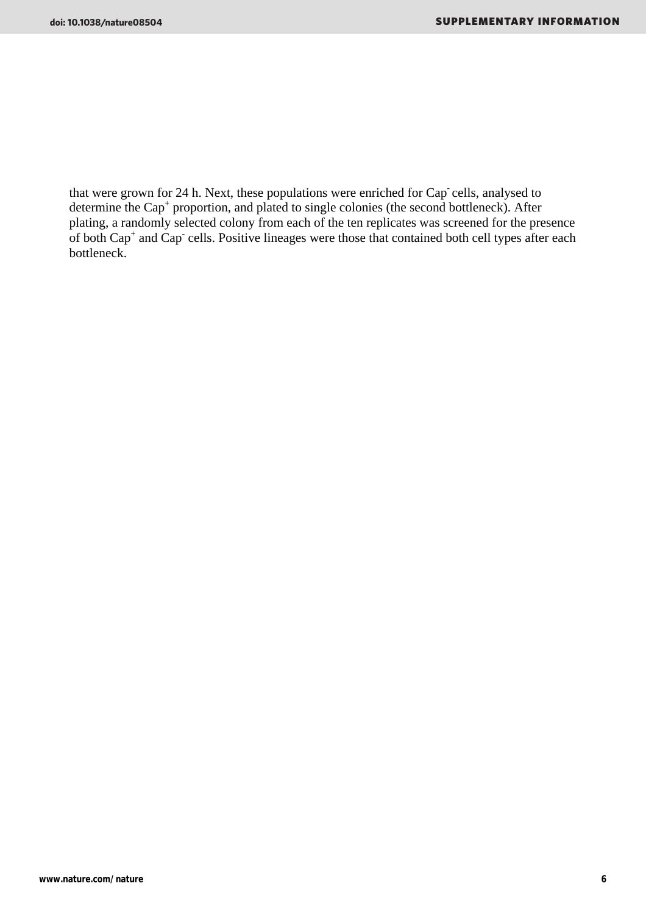that were grown for 24 h. Next, these populations were enriched for Cap$^-$ cells, analysed to determine the Cap$^+$ proportion, and plated to single colonies (the second bottleneck). After plating, a randomly selected colony from each of the ten replicates was screened for the presence of both Cap$^+$ and Cap$^-$ cells. Positive lineages were those that contained both cell types after each bottleneck.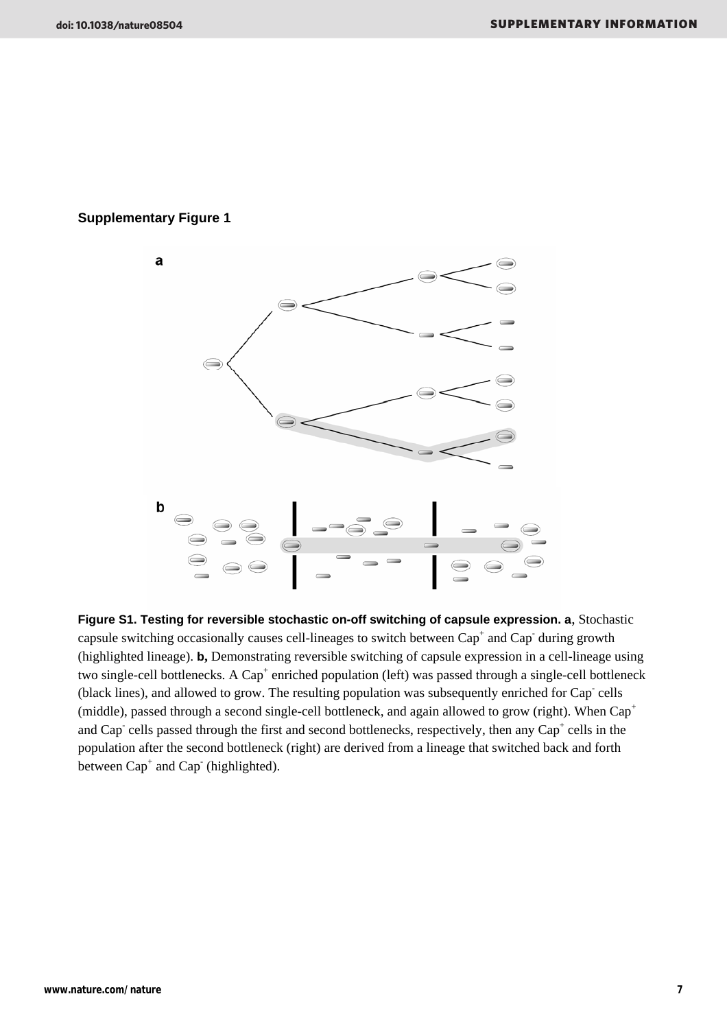**Supplementary Figure 1**

**Figure S1. Testing for reversible stochastic on-off switching of capsule expression. a**, Stochastic capsule switching occasionally causes cell-lineages to switch between $Cap^+$ and $Cap^-$ during growth (highlighted lineage). **b,** Demonstrating reversible switching of capsule expression in a cell-lineage using two single-cell bottlenecks. A $Cap^+$ enriched population (left) was passed through a single-cell bottleneck (black lines), and allowed to grow. The resulting population was subsequently enriched for $Cap^-$ cells (middle), passed through a second single-cell bottleneck, and again allowed to grow (right). When $Cap^+$ and $Cap^-$ cells passed through the first and second bottlenecks, respectively, then any $Cap^+$ cells in the population after the second bottleneck (right) are derived from a lineage that switched back and forth between $Cap^+$ and $Cap^-$ (highlighted).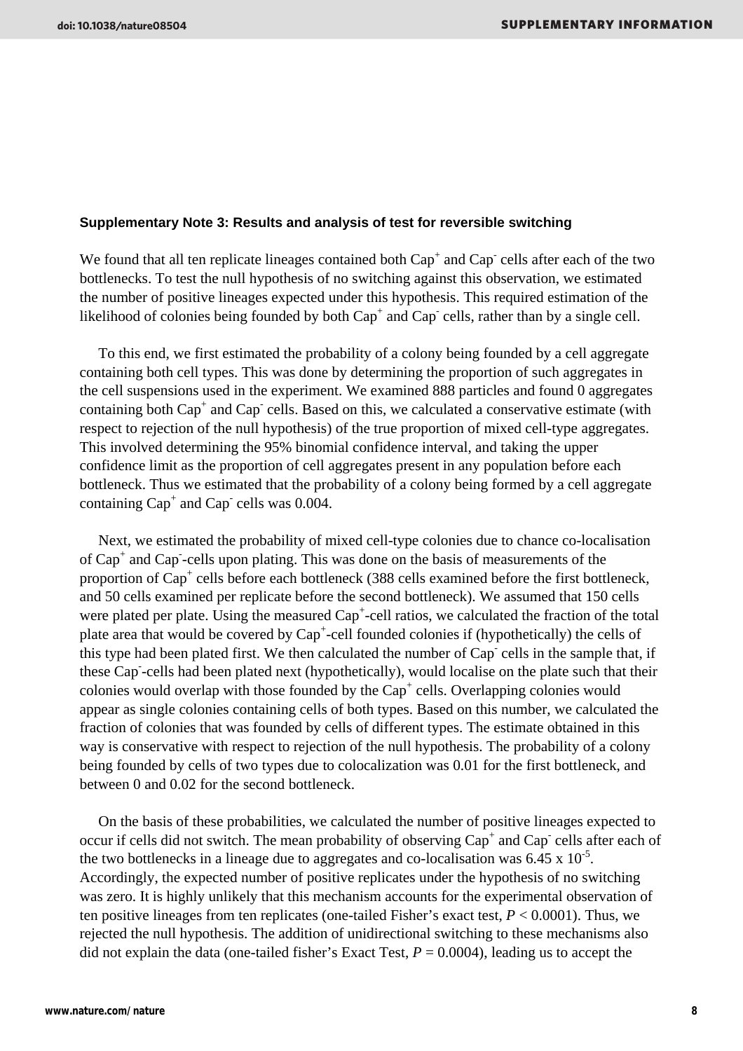### Supplementary Note 3: Results and analysis of test for reversible switching

We found that all ten replicate lineages contained both $Cap^+$ and $Cap^-$ cells after each of the two bottlenecks. To test the null hypothesis of no switching against this observation, we estimated the number of positive lineages expected under this hypothesis. This required estimation of the likelihood of colonies being founded by both $Cap^+$ and $Cap^-$ cells, rather than by a single cell.

To this end, we first estimated the probability of a colony being founded by a cell aggregate containing both cell types. This was done by determining the proportion of such aggregates in the cell suspensions used in the experiment. We examined 888 particles and found 0 aggregates containing both $Cap^+$ and $Cap^-$ cells. Based on this, we calculated a conservative estimate (with respect to rejection of the null hypothesis) of the true proportion of mixed cell-type aggregates. This involved determining the 95% binomial confidence interval, and taking the upper confidence limit as the proportion of cell aggregates present in any population before each bottleneck. Thus we estimated that the probability of a colony being formed by a cell aggregate containing $Cap^+$ and $Cap^-$ cells was 0.004.

Next, we estimated the probability of mixed cell-type colonies due to chance co-localisation of $Cap^+$ and $Cap^-$-cells upon plating. This was done on the basis of measurements of the proportion of $Cap^+$ cells before each bottleneck (388 cells examined before the first bottleneck, and 50 cells examined per replicate before the second bottleneck). We assumed that 150 cells were plated per plate. Using the measured $Cap^+$-cell ratios, we calculated the fraction of the total plate area that would be covered by $Cap^+$-cell founded colonies if (hypothetically) the cells of this type had been plated first. We then calculated the number of $Cap^-$ cells in the sample that, if these $Cap^-$-cells had been plated next (hypothetically), would localise on the plate such that their colonies would overlap with those founded by the $Cap^+$ cells. Overlapping colonies would appear as single colonies containing cells of both types. Based on this number, we calculated the fraction of colonies that was founded by cells of different types. The estimate obtained in this way is conservative with respect to rejection of the null hypothesis. The probability of a colony being founded by cells of two types due to colocalization was 0.01 for the first bottleneck, and between 0 and 0.02 for the second bottleneck.

On the basis of these probabilities, we calculated the number of positive lineages expected to occur if cells did not switch. The mean probability of observing $Cap^+$ and $Cap^-$ cells after each of the two bottlenecks in a lineage due to aggregates and co-localisation was $6.45 \times 10^{-5}$. Accordingly, the expected number of positive replicates under the hypothesis of no switching was zero. It is highly unlikely that this mechanism accounts for the experimental observation of ten positive lineages from ten replicates (one-tailed Fisher's exact test, $P < 0.0001$). Thus, we rejected the null hypothesis. The addition of unidirectional switching to these mechanisms also did not explain the data (one-tailed fisher's Exact Test, $P = 0.0004$), leading us to accept the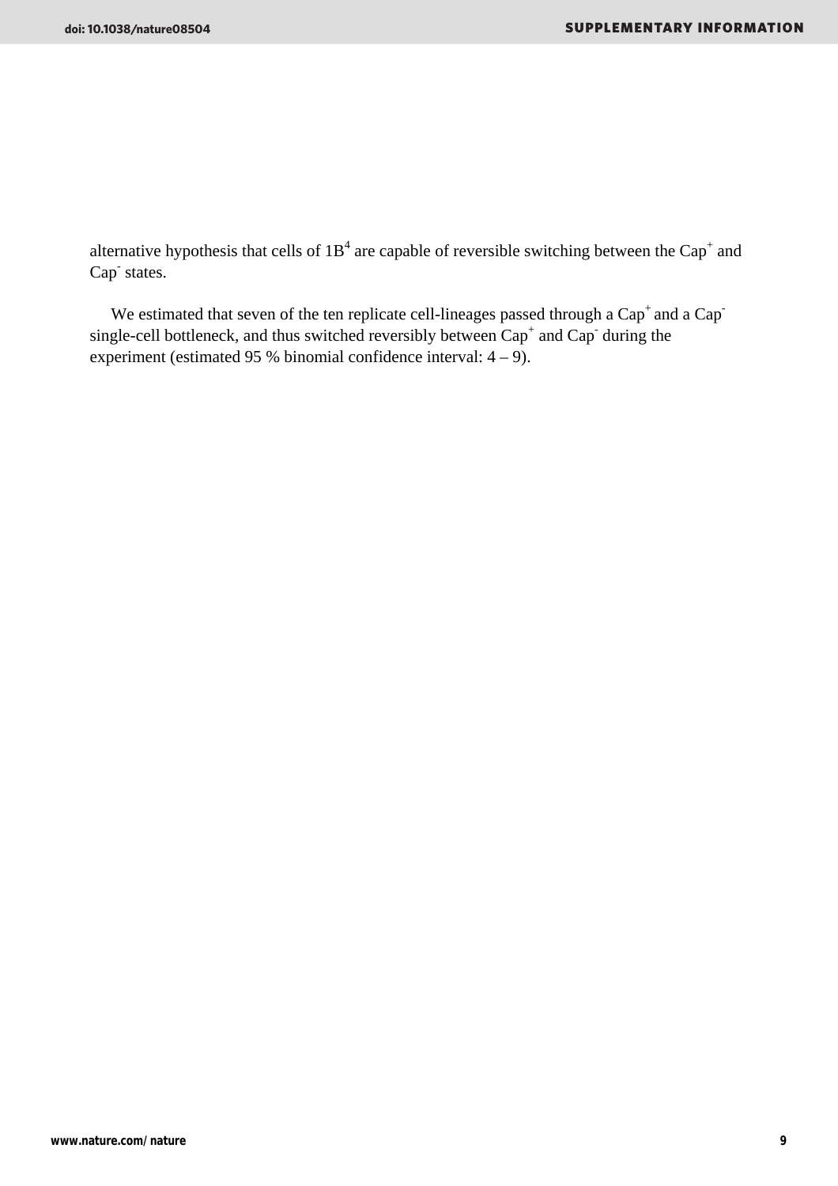alternative hypothesis that cells of $1B^4$ are capable of reversible switching between the $Cap^+$ and $Cap^-$ states.

We estimated that seven of the ten replicate cell-lineages passed through a $Cap^+$ and a $Cap^-$ single-cell bottleneck, and thus switched reversibly between $Cap^+$ and $Cap^-$ during the experiment (estimated 95 % binomial confidence interval: 4 – 9).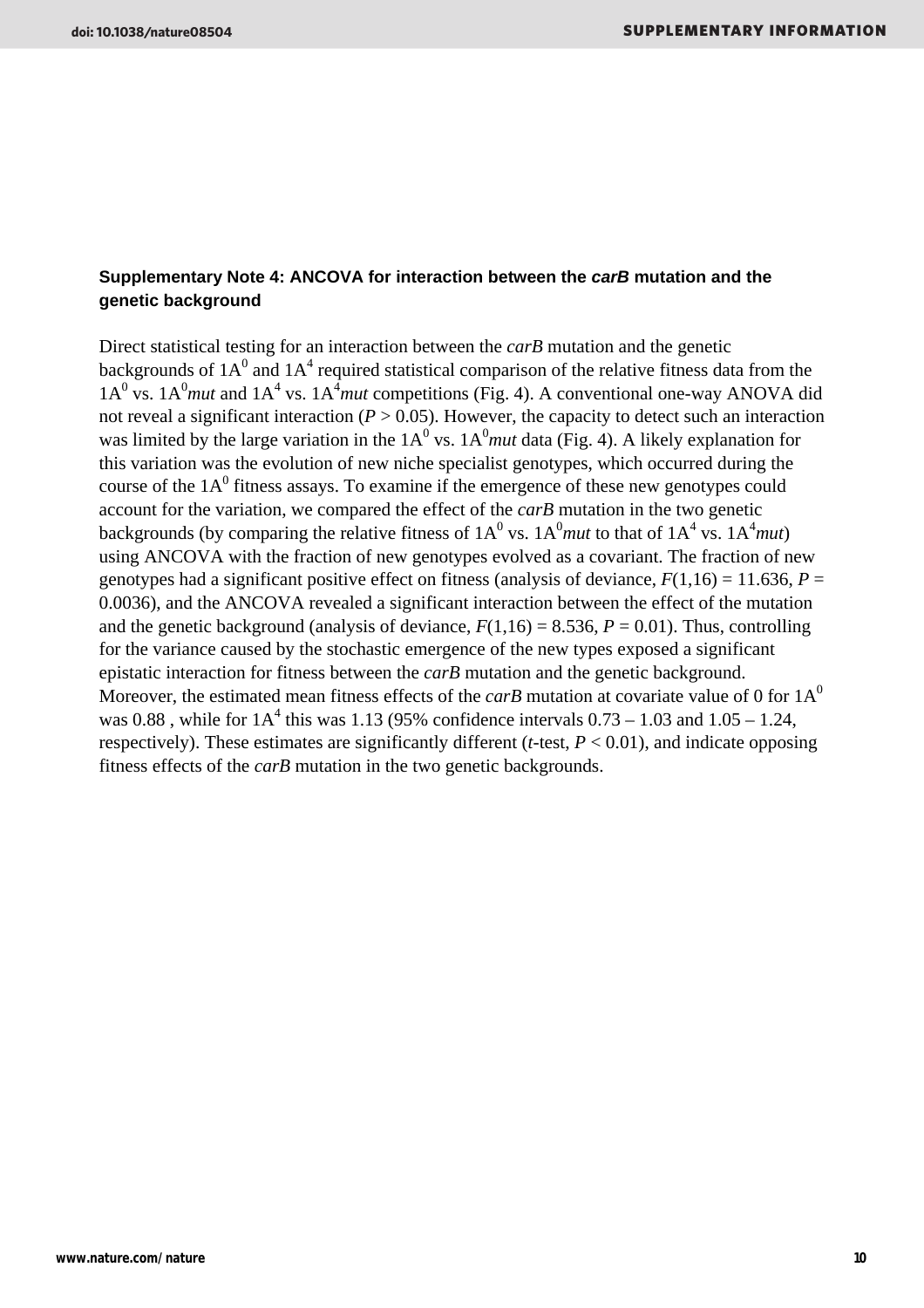**Supplementary Note 4: ANCOVA for interaction between the *carB* mutation and the genetic background**

Direct statistical testing for an interaction between the *carB* mutation and the genetic backgrounds of $1A^0$ and $1A^4$ required statistical comparison of the relative fitness data from the $1A^0$ vs. $1A^0$*mut* and $1A^4$ vs. $1A^4$*mut* competitions (Fig. 4). A conventional one-way ANOVA did not reveal a significant interaction ($P > 0.05$). However, the capacity to detect such an interaction was limited by the large variation in the $1A^0$ vs. $1A^0$*mut* data (Fig. 4). A likely explanation for this variation was the evolution of new niche specialist genotypes, which occurred during the course of the $1A^0$ fitness assays. To examine if the emergence of these new genotypes could account for the variation, we compared the effect of the *carB* mutation in the two genetic backgrounds (by comparing the relative fitness of $1A^0$ vs. $1A^0$*mut* to that of $1A^4$ vs. $1A^4$*mut*) using ANCOVA with the fraction of new genotypes evolved as a covariant. The fraction of new genotypes had a significant positive effect on fitness (analysis of deviance, $F(1,16) = 11.636$, $P = 0.0036$), and the ANCOVA revealed a significant interaction between the effect of the mutation and the genetic background (analysis of deviance, $F(1,16) = 8.536$, $P = 0.01$). Thus, controlling for the variance caused by the stochastic emergence of the new types exposed a significant epistatic interaction for fitness between the *carB* mutation and the genetic background. Moreover, the estimated mean fitness effects of the *carB* mutation at covariate value of 0 for $1A^0$ was 0.88 , while for $1A^4$ this was 1.13 (95% confidence intervals 0.73 – 1.03 and 1.05 – 1.24, respectively). These estimates are significantly different (*t*-test, $P < 0.01$), and indicate opposing fitness effects of the *carB* mutation in the two genetic backgrounds.